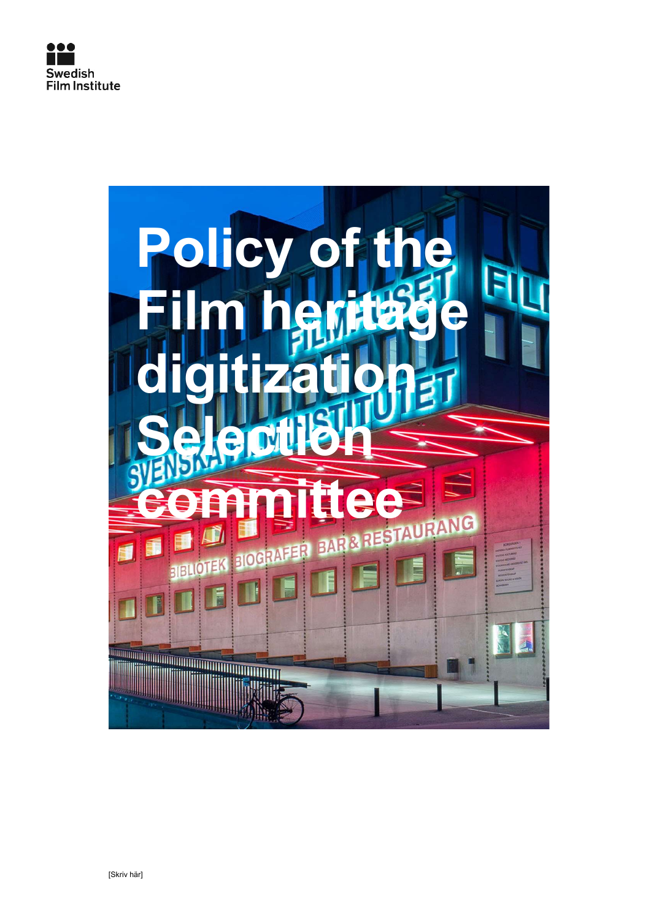Swedish Film Institute

# Policy of the Film heritage digitization Selection committee

[Skriv här]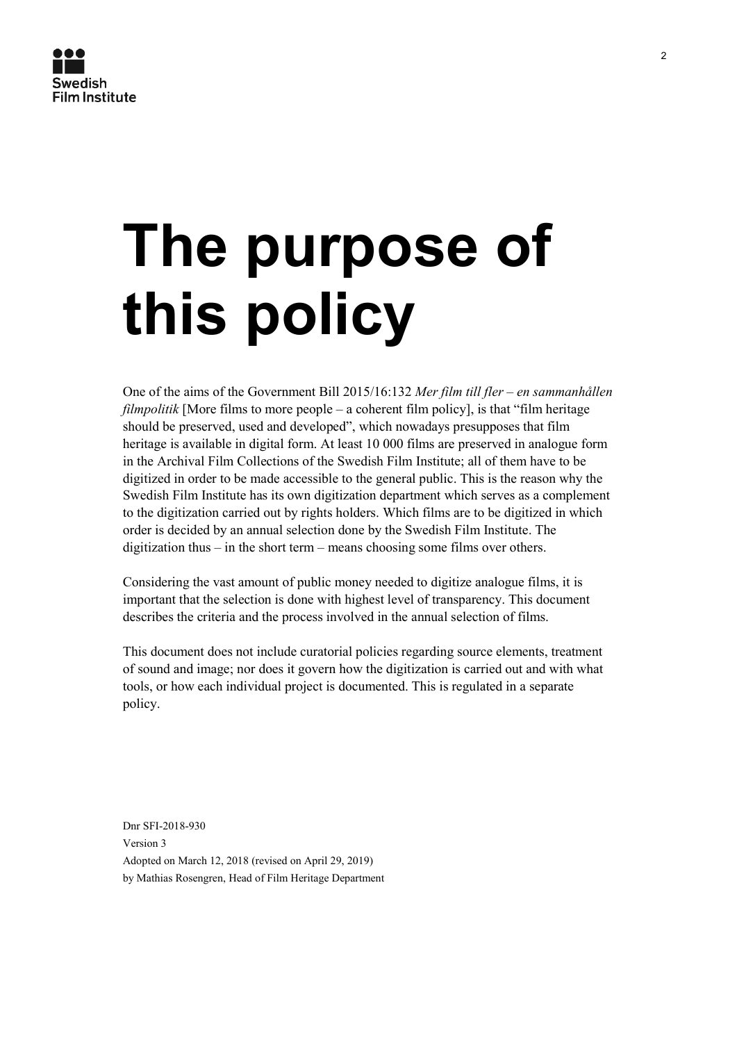# The purpose of this policy

One of the aims of the Government Bill 2015/16:132 *Mer film till fler – en sammanhållen filmpolitik* [More films to more people – a coherent film policy], is that "film heritage should be preserved, used and developed", which nowadays presupposes that film heritage is available in digital form. At least 10 000 films are preserved in analogue form in the Archival Film Collections of the Swedish Film Institute; all of them have to be digitized in order to be made accessible to the general public. This is the reason why the Swedish Film Institute has its own digitization department which serves as a complement to the digitization carried out by rights holders. Which films are to be digitized in which order is decided by an annual selection done by the Swedish Film Institute. The digitization thus – in the short term – means choosing some films over others.

Considering the vast amount of public money needed to digitize analogue films, it is important that the selection is done with highest level of transparency. This document describes the criteria and the process involved in the annual selection of films.

This document does not include curatorial policies regarding source elements, treatment of sound and image; nor does it govern how the digitization is carried out and with what tools, or how each individual project is documented. This is regulated in a separate policy.

Dnr SFI-2018-930
Version 3
Adopted on March 12, 2018 (revised on April 29, 2019)
by Mathias Rosengren, Head of Film Heritage Department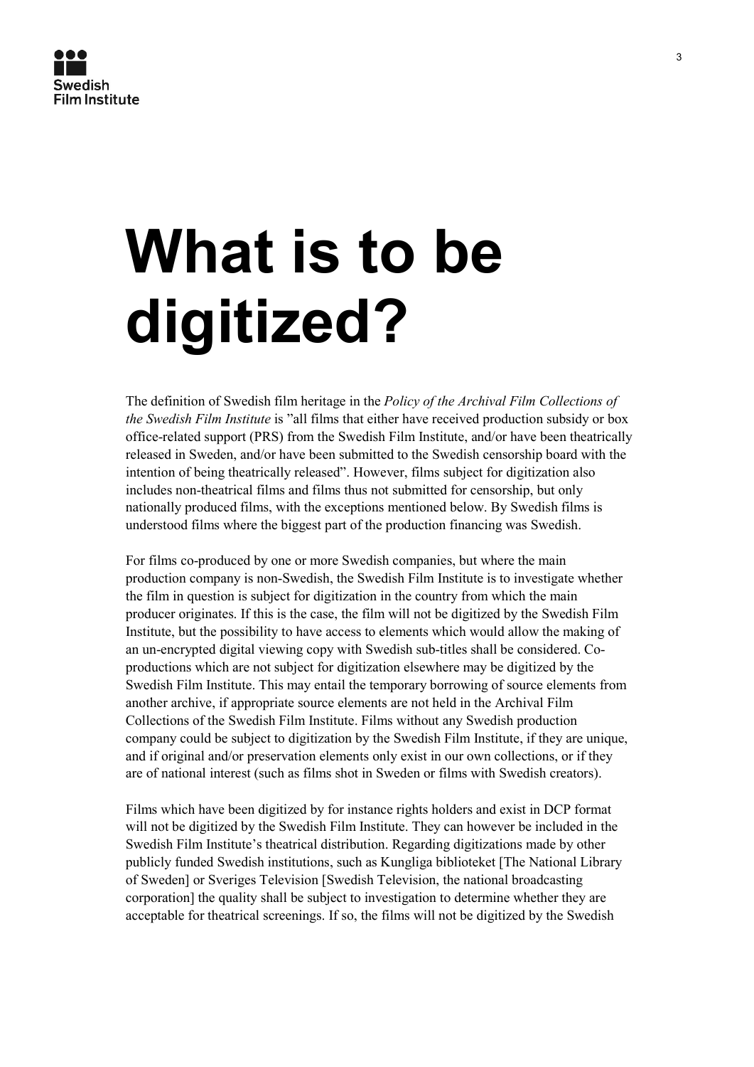# What is to be digitized?

The definition of Swedish film heritage in the *Policy of the Archival Film Collections of the Swedish Film Institute* is ”all films that either have received production subsidy or box office-related support (PRS) from the Swedish Film Institute, and/or have been theatrically released in Sweden, and/or have been submitted to the Swedish censorship board with the intention of being theatrically released”. However, films subject for digitization also includes non-theatrical films and films thus not submitted for censorship, but only nationally produced films, with the exceptions mentioned below. By Swedish films is understood films where the biggest part of the production financing was Swedish.

For films co-produced by one or more Swedish companies, but where the main production company is non-Swedish, the Swedish Film Institute is to investigate whether the film in question is subject for digitization in the country from which the main producer originates. If this is the case, the film will not be digitized by the Swedish Film Institute, but the possibility to have access to elements which would allow the making of an un-encrypted digital viewing copy with Swedish sub-titles shall be considered. Co-productions which are not subject for digitization elsewhere may be digitized by the Swedish Film Institute. This may entail the temporary borrowing of source elements from another archive, if appropriate source elements are not held in the Archival Film Collections of the Swedish Film Institute. Films without any Swedish production company could be subject to digitization by the Swedish Film Institute, if they are unique, and if original and/or preservation elements only exist in our own collections, or if they are of national interest (such as films shot in Sweden or films with Swedish creators).

Films which have been digitized by for instance rights holders and exist in DCP format will not be digitized by the Swedish Film Institute. They can however be included in the Swedish Film Institute's theatrical distribution. Regarding digitizations made by other publicly funded Swedish institutions, such as Kungliga biblioteket [The National Library of Sweden] or Sveriges Television [Swedish Television, the national broadcasting corporation] the quality shall be subject to investigation to determine whether they are acceptable for theatrical screenings. If so, the films will not be digitized by the Swedish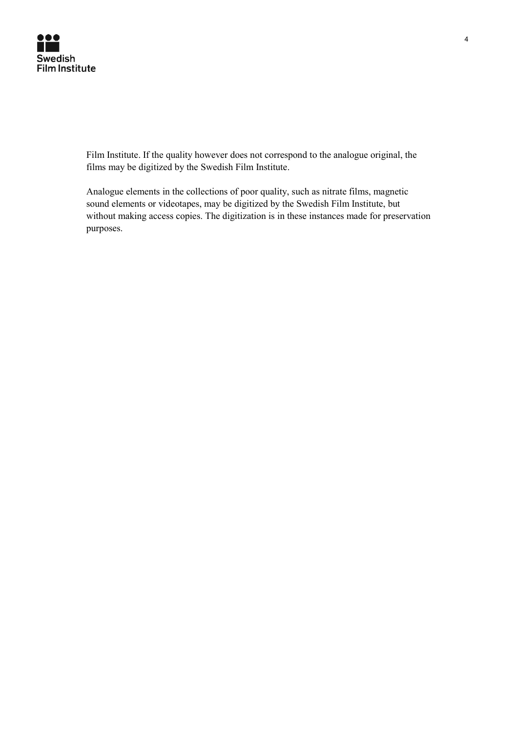Film Institute. If the quality however does not correspond to the analogue original, the films may be digitized by the Swedish Film Institute.

Analogue elements in the collections of poor quality, such as nitrate films, magnetic sound elements or videotapes, may be digitized by the Swedish Film Institute, but without making access copies. The digitization is in these instances made for preservation purposes.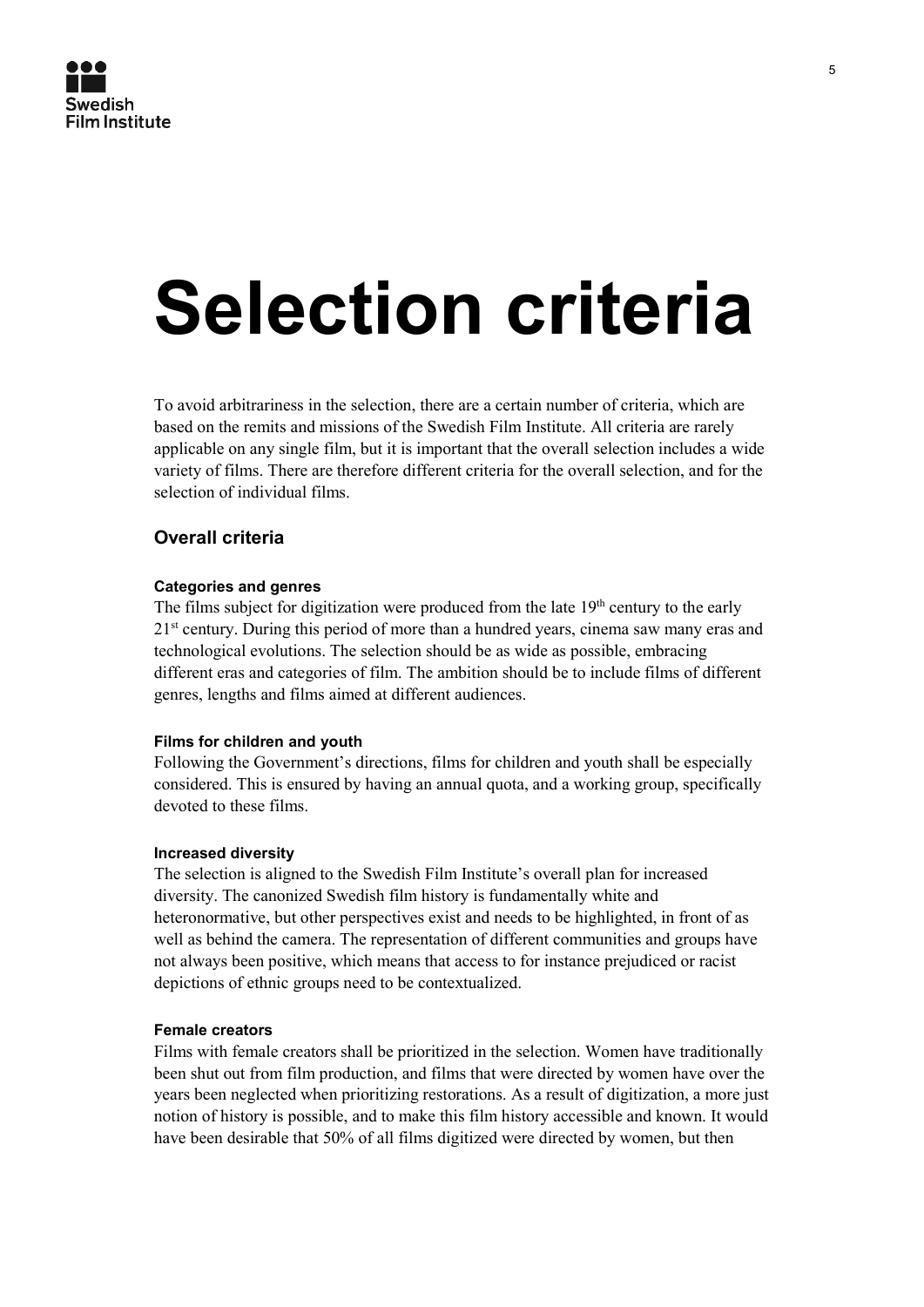# Selection criteria

To avoid arbitrariness in the selection, there are a certain number of criteria, which are based on the remits and missions of the Swedish Film Institute. All criteria are rarely applicable on any single film, but it is important that the overall selection includes a wide variety of films. There are therefore different criteria for the overall selection, and for the selection of individual films.

## Overall criteria

#### Categories and genres

The films subject for digitization were produced from the late 19th century to the early 21st century. During this period of more than a hundred years, cinema saw many eras and technological evolutions. The selection should be as wide as possible, embracing different eras and categories of film. The ambition should be to include films of different genres, lengths and films aimed at different audiences.

#### Films for children and youth

Following the Government's directions, films for children and youth shall be especially considered. This is ensured by having an annual quota, and a working group, specifically devoted to these films.

#### Increased diversity

The selection is aligned to the Swedish Film Institute's overall plan for increased diversity. The canonized Swedish film history is fundamentally white and heteronormative, but other perspectives exist and needs to be highlighted, in front of as well as behind the camera. The representation of different communities and groups have not always been positive, which means that access to for instance prejudiced or racist depictions of ethnic groups need to be contextualized.

#### Female creators

Films with female creators shall be prioritized in the selection. Women have traditionally been shut out from film production, and films that were directed by women have over the years been neglected when prioritizing restorations. As a result of digitization, a more just notion of history is possible, and to make this film history accessible and known. It would have been desirable that 50% of all films digitized were directed by women, but then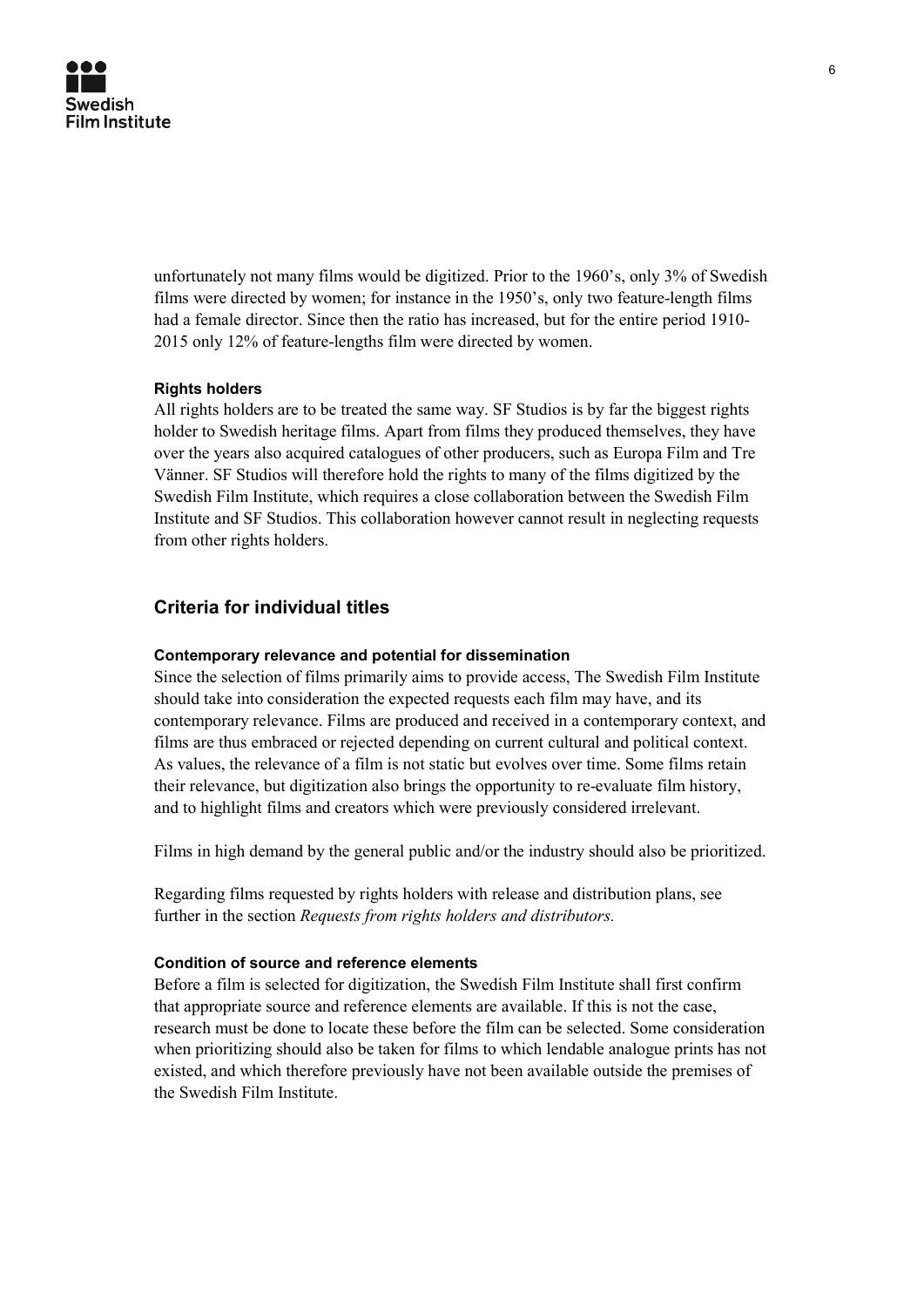unfortunately not many films would be digitized. Prior to the 1960's, only 3% of Swedish films were directed by women; for instance in the 1950's, only two feature-length films had a female director. Since then the ratio has increased, but for the entire period 1910-2015 only 12% of feature-lengths film were directed by women.

#### Rights holders

All rights holders are to be treated the same way. SF Studios is by far the biggest rights holder to Swedish heritage films. Apart from films they produced themselves, they have over the years also acquired catalogues of other producers, such as Europa Film and Tre Vänner. SF Studios will therefore hold the rights to many of the films digitized by the Swedish Film Institute, which requires a close collaboration between the Swedish Film Institute and SF Studios. This collaboration however cannot result in neglecting requests from other rights holders.

### Criteria for individual titles

#### Contemporary relevance and potential for dissemination

Since the selection of films primarily aims to provide access, The Swedish Film Institute should take into consideration the expected requests each film may have, and its contemporary relevance. Films are produced and received in a contemporary context, and films are thus embraced or rejected depending on current cultural and political context. As values, the relevance of a film is not static but evolves over time. Some films retain their relevance, but digitization also brings the opportunity to re-evaluate film history, and to highlight films and creators which were previously considered irrelevant.

Films in high demand by the general public and/or the industry should also be prioritized.

Regarding films requested by rights holders with release and distribution plans, see further in the section *Requests from rights holders and distributors.*

#### Condition of source and reference elements

Before a film is selected for digitization, the Swedish Film Institute shall first confirm that appropriate source and reference elements are available. If this is not the case, research must be done to locate these before the film can be selected. Some consideration when prioritizing should also be taken for films to which lendable analogue prints has not existed, and which therefore previously have not been available outside the premises of the Swedish Film Institute.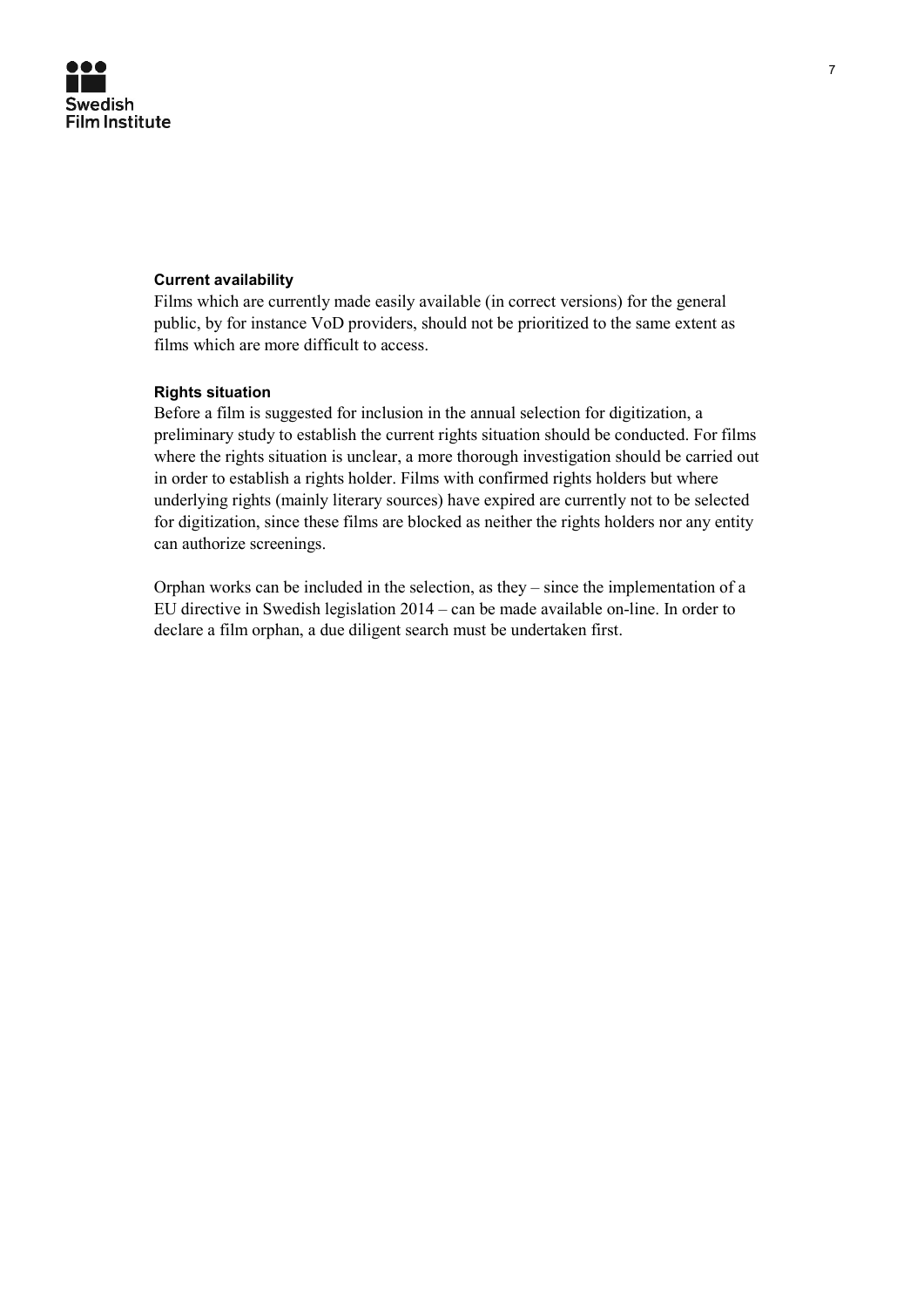**Current availability**

Films which are currently made easily available (in correct versions) for the general public, by for instance VoD providers, should not be prioritized to the same extent as films which are more difficult to access.

**Rights situation**

Before a film is suggested for inclusion in the annual selection for digitization, a preliminary study to establish the current rights situation should be conducted. For films where the rights situation is unclear, a more thorough investigation should be carried out in order to establish a rights holder. Films with confirmed rights holders but where underlying rights (mainly literary sources) have expired are currently not to be selected for digitization, since these films are blocked as neither the rights holders nor any entity can authorize screenings.

Orphan works can be included in the selection, as they – since the implementation of a EU directive in Swedish legislation 2014 – can be made available on-line. In order to declare a film orphan, a due diligent search must be undertaken first.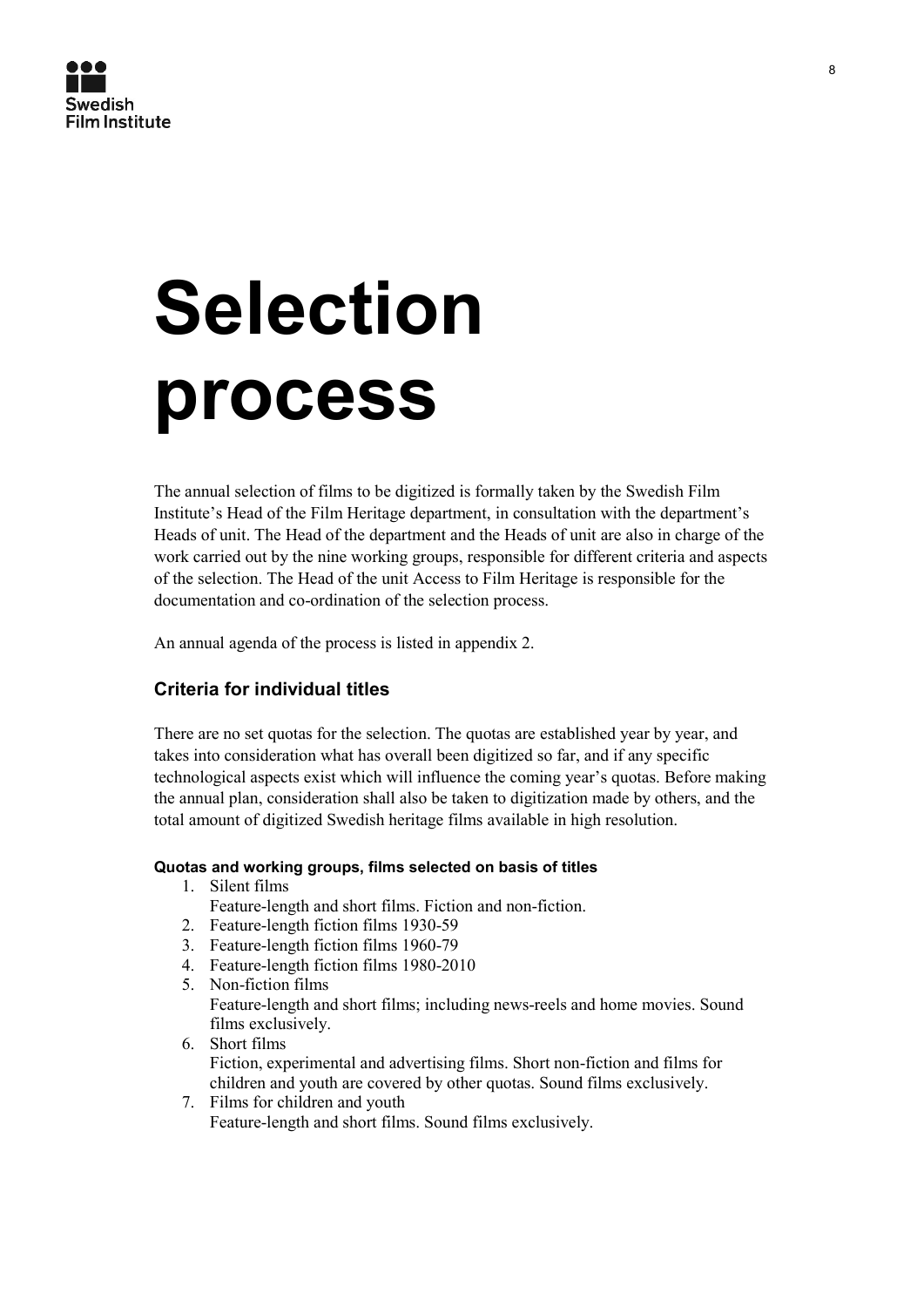# Selection process

The annual selection of films to be digitized is formally taken by the Swedish Film Institute's Head of the Film Heritage department, in consultation with the department's Heads of unit. The Head of the department and the Heads of unit are also in charge of the work carried out by the nine working groups, responsible for different criteria and aspects of the selection. The Head of the unit Access to Film Heritage is responsible for the documentation and co-ordination of the selection process.

An annual agenda of the process is listed in appendix 2.

## Criteria for individual titles

There are no set quotas for the selection. The quotas are established year by year, and takes into consideration what has overall been digitized so far, and if any specific technological aspects exist which will influence the coming year's quotas. Before making the annual plan, consideration shall also be taken to digitization made by others, and the total amount of digitized Swedish heritage films available in high resolution.

#### Quotas and working groups, films selected on basis of titles

1. Silent films
   Feature-length and short films. Fiction and non-fiction.
2. Feature-length fiction films 1930-59
3. Feature-length fiction films 1960-79
4. Feature-length fiction films 1980-2010
5. Non-fiction films
   Feature-length and short films; including news-reels and home movies. Sound films exclusively.
6. Short films
   Fiction, experimental and advertising films. Short non-fiction and films for children and youth are covered by other quotas. Sound films exclusively.
7. Films for children and youth
   Feature-length and short films. Sound films exclusively.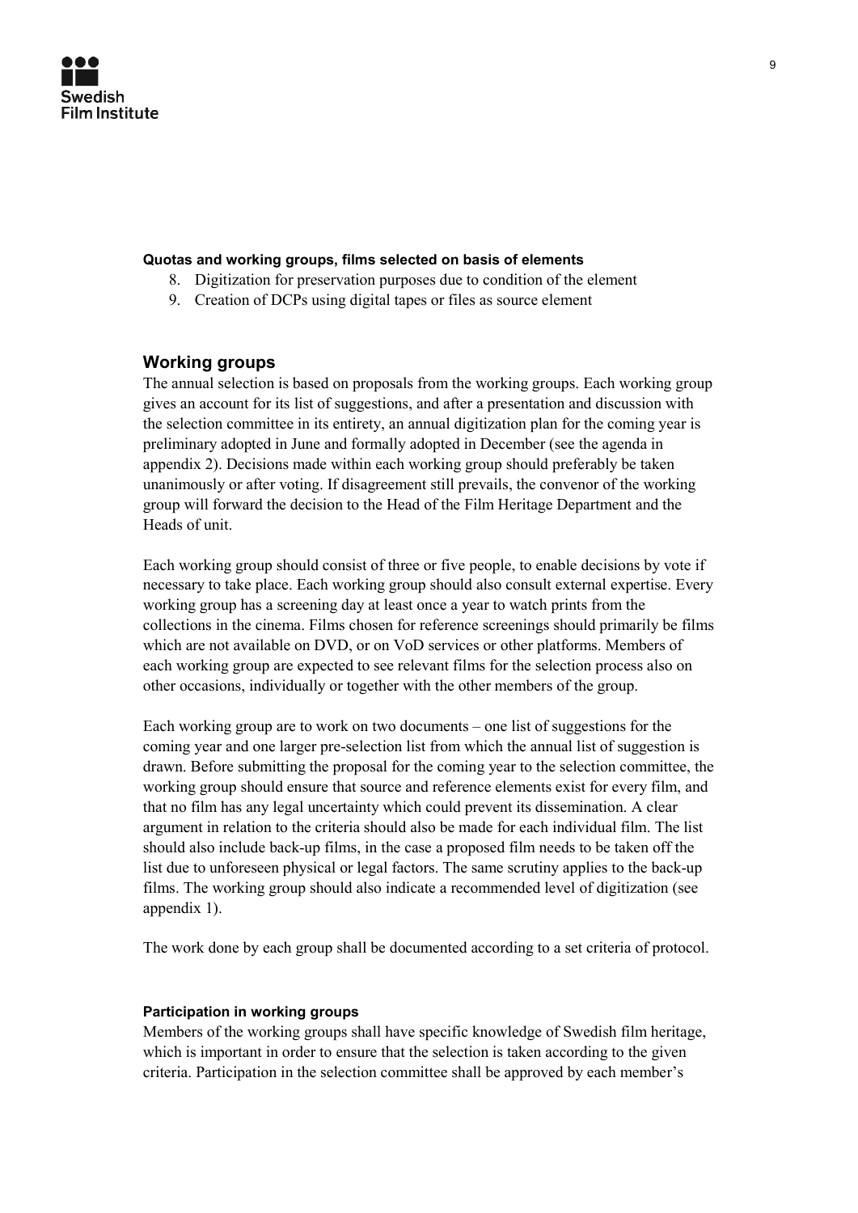**Quotas and working groups, films selected on basis of elements**

8. Digitization for preservation purposes due to condition of the element
9. Creation of DCPs using digital tapes or files as source element

## Working groups

The annual selection is based on proposals from the working groups. Each working group gives an account for its list of suggestions, and after a presentation and discussion with the selection committee in its entirety, an annual digitization plan for the coming year is preliminary adopted in June and formally adopted in December (see the agenda in appendix 2). Decisions made within each working group should preferably be taken unanimously or after voting. If disagreement still prevails, the convenor of the working group will forward the decision to the Head of the Film Heritage Department and the Heads of unit.

Each working group should consist of three or five people, to enable decisions by vote if necessary to take place. Each working group should also consult external expertise. Every working group has a screening day at least once a year to watch prints from the collections in the cinema. Films chosen for reference screenings should primarily be films which are not available on DVD, or on VoD services or other platforms. Members of each working group are expected to see relevant films for the selection process also on other occasions, individually or together with the other members of the group.

Each working group are to work on two documents – one list of suggestions for the coming year and one larger pre-selection list from which the annual list of suggestion is drawn. Before submitting the proposal for the coming year to the selection committee, the working group should ensure that source and reference elements exist for every film, and that no film has any legal uncertainty which could prevent its dissemination. A clear argument in relation to the criteria should also be made for each individual film. The list should also include back-up films, in the case a proposed film needs to be taken off the list due to unforeseen physical or legal factors. The same scrutiny applies to the back-up films. The working group should also indicate a recommended level of digitization (see appendix 1).

The work done by each group shall be documented according to a set criteria of protocol.

**Participation in working groups**

Members of the working groups shall have specific knowledge of Swedish film heritage, which is important in order to ensure that the selection is taken according to the given criteria. Participation in the selection committee shall be approved by each member's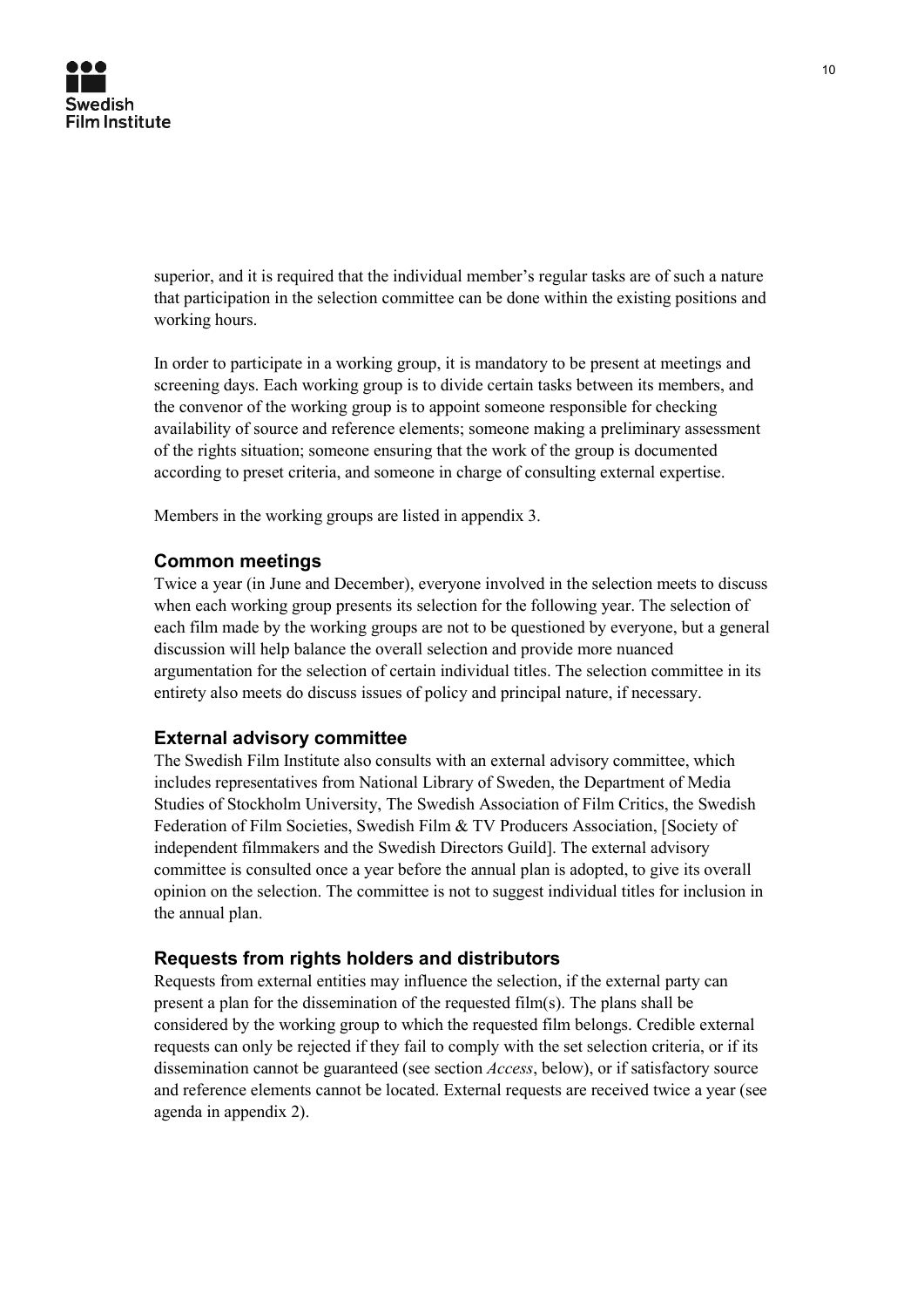superior, and it is required that the individual member's regular tasks are of such a nature that participation in the selection committee can be done within the existing positions and working hours.

In order to participate in a working group, it is mandatory to be present at meetings and screening days. Each working group is to divide certain tasks between its members, and the convenor of the working group is to appoint someone responsible for checking availability of source and reference elements; someone making a preliminary assessment of the rights situation; someone ensuring that the work of the group is documented according to preset criteria, and someone in charge of consulting external expertise.

Members in the working groups are listed in appendix 3.

### Common meetings

Twice a year (in June and December), everyone involved in the selection meets to discuss when each working group presents its selection for the following year. The selection of each film made by the working groups are not to be questioned by everyone, but a general discussion will help balance the overall selection and provide more nuanced argumentation for the selection of certain individual titles. The selection committee in its entirety also meets do discuss issues of policy and principal nature, if necessary.

### External advisory committee

The Swedish Film Institute also consults with an external advisory committee, which includes representatives from National Library of Sweden, the Department of Media Studies of Stockholm University, The Swedish Association of Film Critics, the Swedish Federation of Film Societies, Swedish Film & TV Producers Association, [Society of independent filmmakers and the Swedish Directors Guild]. The external advisory committee is consulted once a year before the annual plan is adopted, to give its overall opinion on the selection. The committee is not to suggest individual titles for inclusion in the annual plan.

### Requests from rights holders and distributors

Requests from external entities may influence the selection, if the external party can present a plan for the dissemination of the requested film(s). The plans shall be considered by the working group to which the requested film belongs. Credible external requests can only be rejected if they fail to comply with the set selection criteria, or if its dissemination cannot be guaranteed (see section *Access*, below), or if satisfactory source and reference elements cannot be located. External requests are received twice a year (see agenda in appendix 2).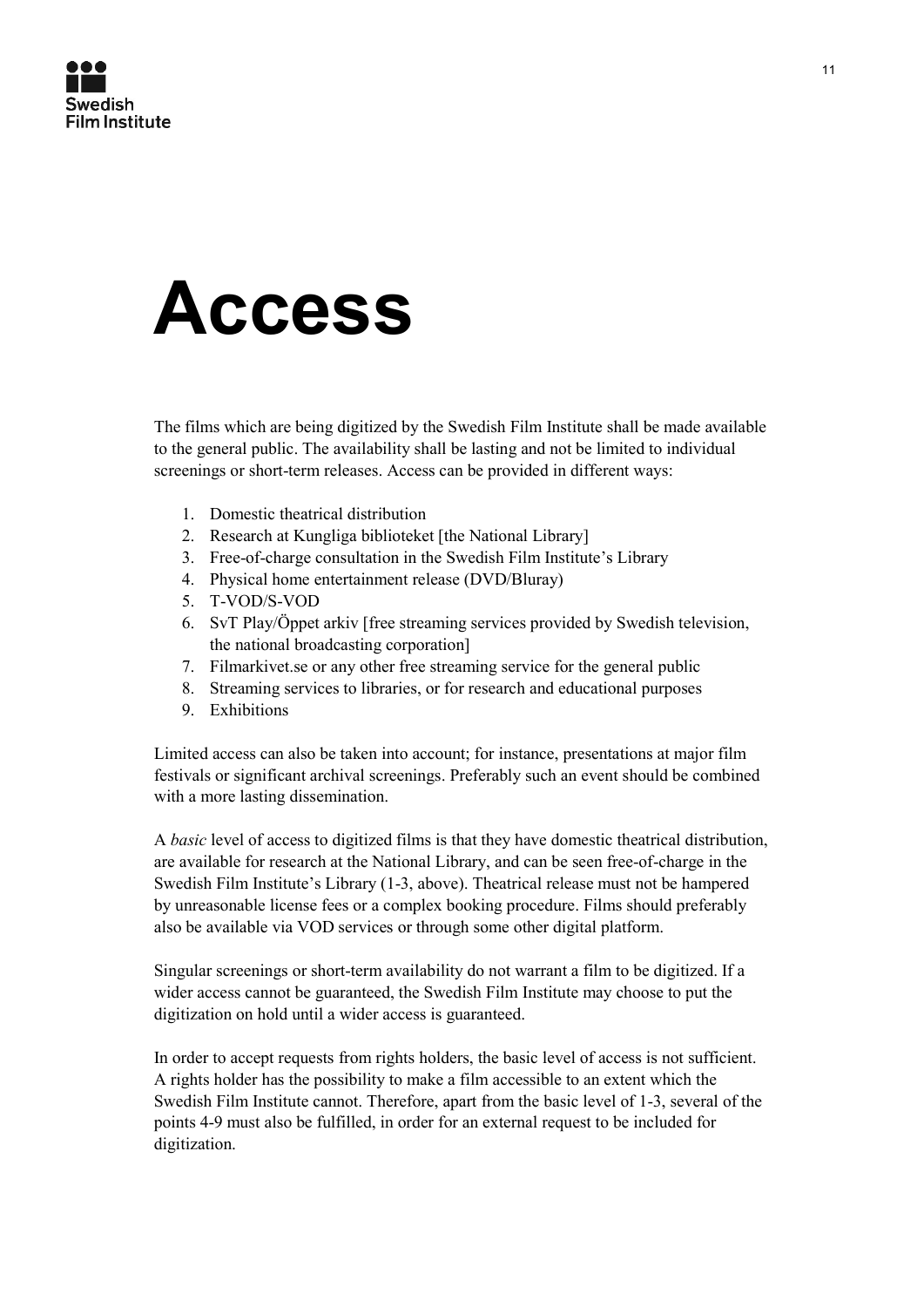# Access

The films which are being digitized by the Swedish Film Institute shall be made available to the general public. The availability shall be lasting and not be limited to individual screenings or short-term releases. Access can be provided in different ways:

1. Domestic theatrical distribution
2. Research at Kungliga biblioteket [the National Library]
3. Free-of-charge consultation in the Swedish Film Institute's Library
4. Physical home entertainment release (DVD/Bluray)
5. T-VOD/S-VOD
6. SvT Play/Öppet arkiv [free streaming services provided by Swedish television, the national broadcasting corporation]
7. Filmarkivet.se or any other free streaming service for the general public
8. Streaming services to libraries, or for research and educational purposes
9. Exhibitions

Limited access can also be taken into account; for instance, presentations at major film festivals or significant archival screenings. Preferably such an event should be combined with a more lasting dissemination.

A *basic* level of access to digitized films is that they have domestic theatrical distribution, are available for research at the National Library, and can be seen free-of-charge in the Swedish Film Institute's Library (1-3, above). Theatrical release must not be hampered by unreasonable license fees or a complex booking procedure. Films should preferably also be available via VOD services or through some other digital platform.

Singular screenings or short-term availability do not warrant a film to be digitized. If a wider access cannot be guaranteed, the Swedish Film Institute may choose to put the digitization on hold until a wider access is guaranteed.

In order to accept requests from rights holders, the basic level of access is not sufficient. A rights holder has the possibility to make a film accessible to an extent which the Swedish Film Institute cannot. Therefore, apart from the basic level of 1-3, several of the points 4-9 must also be fulfilled, in order for an external request to be included for digitization.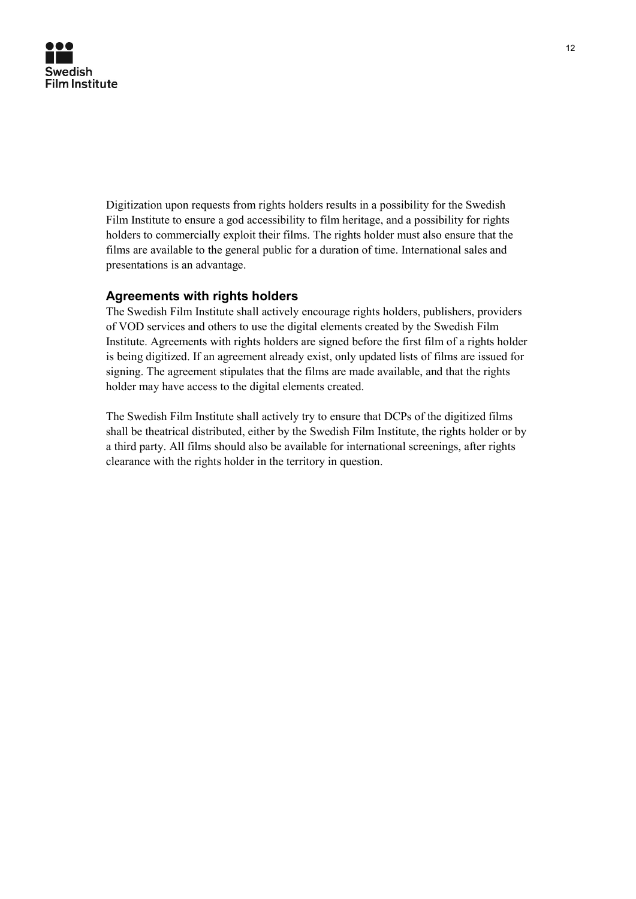Digitization upon requests from rights holders results in a possibility for the Swedish Film Institute to ensure a god accessibility to film heritage, and a possibility for rights holders to commercially exploit their films. The rights holder must also ensure that the films are available to the general public for a duration of time. International sales and presentations is an advantage.

### Agreements with rights holders

The Swedish Film Institute shall actively encourage rights holders, publishers, providers of VOD services and others to use the digital elements created by the Swedish Film Institute. Agreements with rights holders are signed before the first film of a rights holder is being digitized. If an agreement already exist, only updated lists of films are issued for signing. The agreement stipulates that the films are made available, and that the rights holder may have access to the digital elements created.

The Swedish Film Institute shall actively try to ensure that DCPs of the digitized films shall be theatrical distributed, either by the Swedish Film Institute, the rights holder or by a third party. All films should also be available for international screenings, after rights clearance with the rights holder in the territory in question.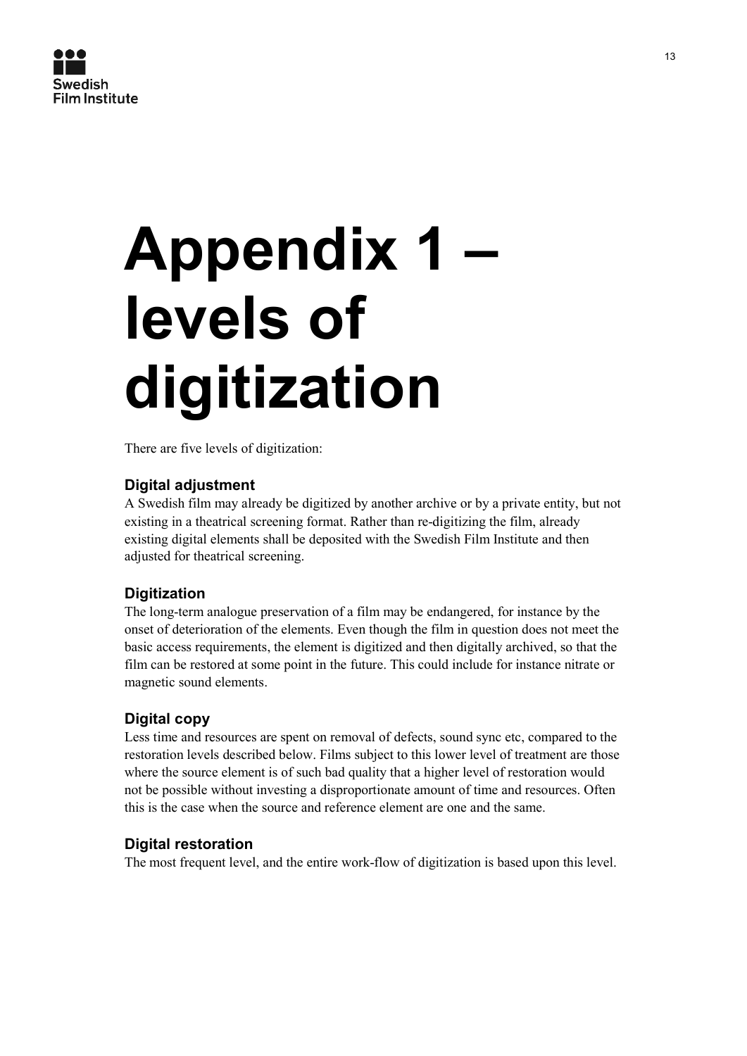# Appendix 1 – levels of digitization

There are five levels of digitization:

### Digital adjustment

A Swedish film may already be digitized by another archive or by a private entity, but not existing in a theatrical screening format. Rather than re-digitizing the film, already existing digital elements shall be deposited with the Swedish Film Institute and then adjusted for theatrical screening.

### Digitization

The long-term analogue preservation of a film may be endangered, for instance by the onset of deterioration of the elements. Even though the film in question does not meet the basic access requirements, the element is digitized and then digitally archived, so that the film can be restored at some point in the future. This could include for instance nitrate or magnetic sound elements.

### Digital copy

Less time and resources are spent on removal of defects, sound sync etc, compared to the restoration levels described below. Films subject to this lower level of treatment are those where the source element is of such bad quality that a higher level of restoration would not be possible without investing a disproportionate amount of time and resources. Often this is the case when the source and reference element are one and the same.

### Digital restoration

The most frequent level, and the entire work-flow of digitization is based upon this level.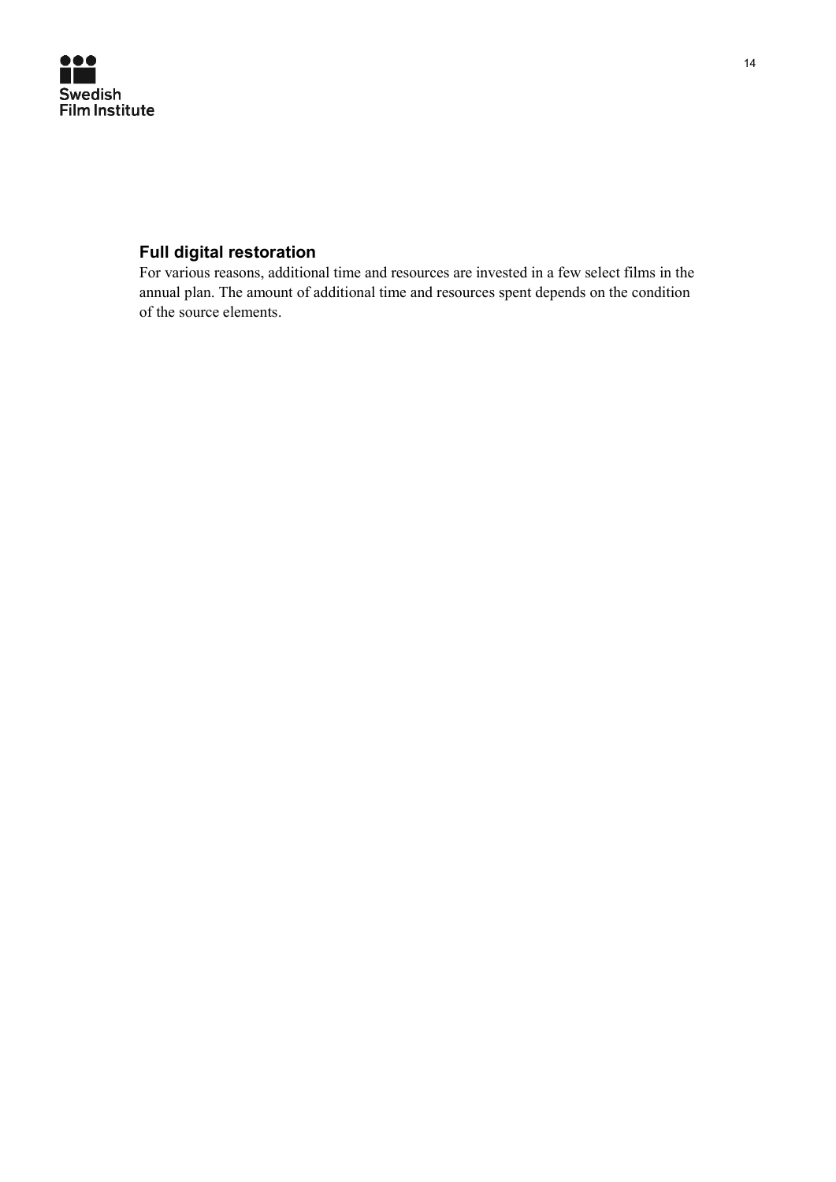## Full digital restoration

For various reasons, additional time and resources are invested in a few select films in the annual plan. The amount of additional time and resources spent depends on the condition of the source elements.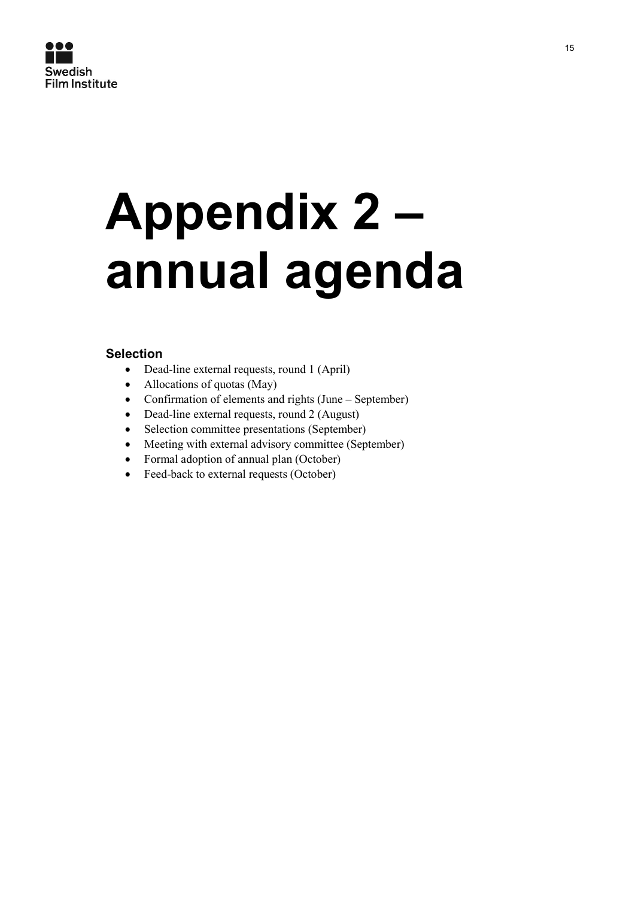# Appendix 2 – annual agenda

### Selection

- Dead-line external requests, round 1 (April)
- Allocations of quotas (May)
- Confirmation of elements and rights (June – September)
- Dead-line external requests, round 2 (August)
- Selection committee presentations (September)
- Meeting with external advisory committee (September)
- Formal adoption of annual plan (October)
- Feed-back to external requests (October)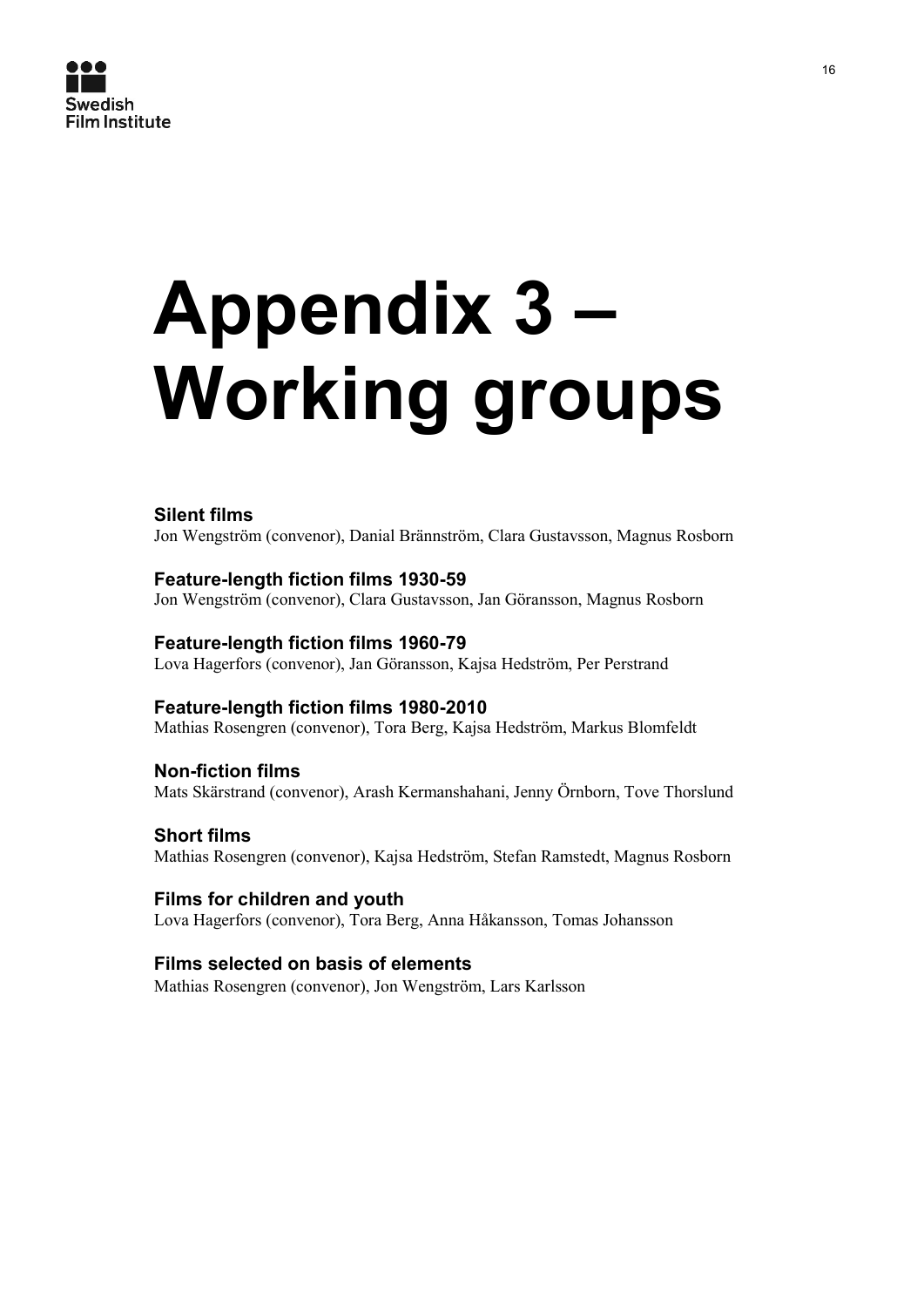# Appendix 3 – Working groups

### Silent films

Jon Wengström (convenor), Danial Brännström, Clara Gustavsson, Magnus Rosborn

### Feature-length fiction films 1930-59

Jon Wengström (convenor), Clara Gustavsson, Jan Göransson, Magnus Rosborn

### Feature-length fiction films 1960-79

Lova Hagerfors (convenor), Jan Göransson, Kajsa Hedström, Per Perstrand

### Feature-length fiction films 1980-2010

Mathias Rosengren (convenor), Tora Berg, Kajsa Hedström, Markus Blomfeldt

### Non-fiction films

Mats Skärstrand (convenor), Arash Kermanshahani, Jenny Örnborn, Tove Thorslund

### Short films

Mathias Rosengren (convenor), Kajsa Hedström, Stefan Ramstedt, Magnus Rosborn

### Films for children and youth

Lova Hagerfors (convenor), Tora Berg, Anna Håkansson, Tomas Johansson

### Films selected on basis of elements

Mathias Rosengren (convenor), Jon Wengström, Lars Karlsson